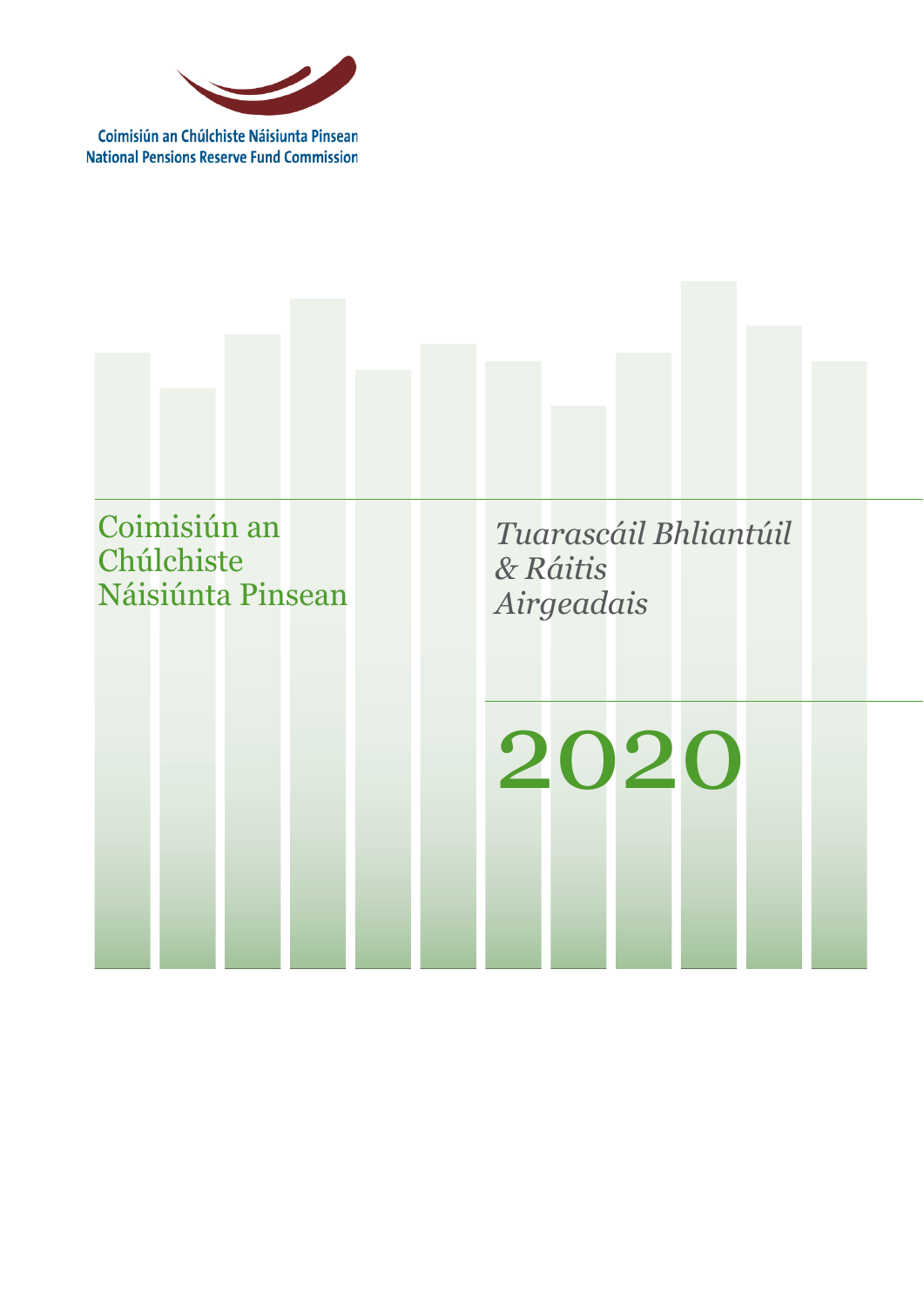Coimisiún an Chúlchiste Náisiúnta Pinsean
National Pensions Reserve Fund Commission

# Coimisiún an Chúlchiste Náisiúnta Pinsean

*Tuarascáil Bhliantúil & Ráitis Airgeadais*

# 2020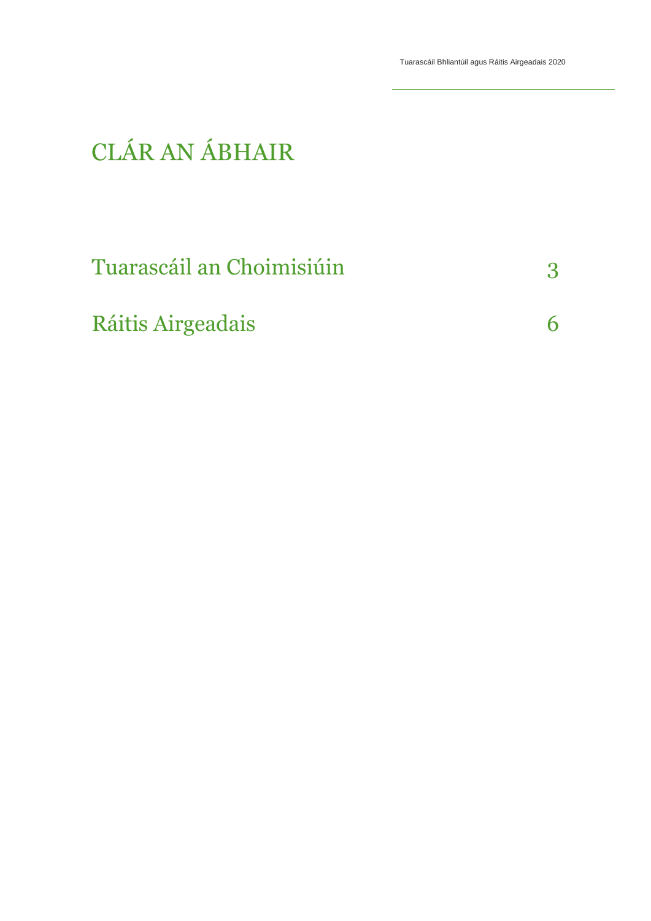# CLÁR AN ÁBHAIR

| | |
|---|---|
| Tuarascáil an Choimisiúin | 3 |
| Ráitis Airgeadais | 6 |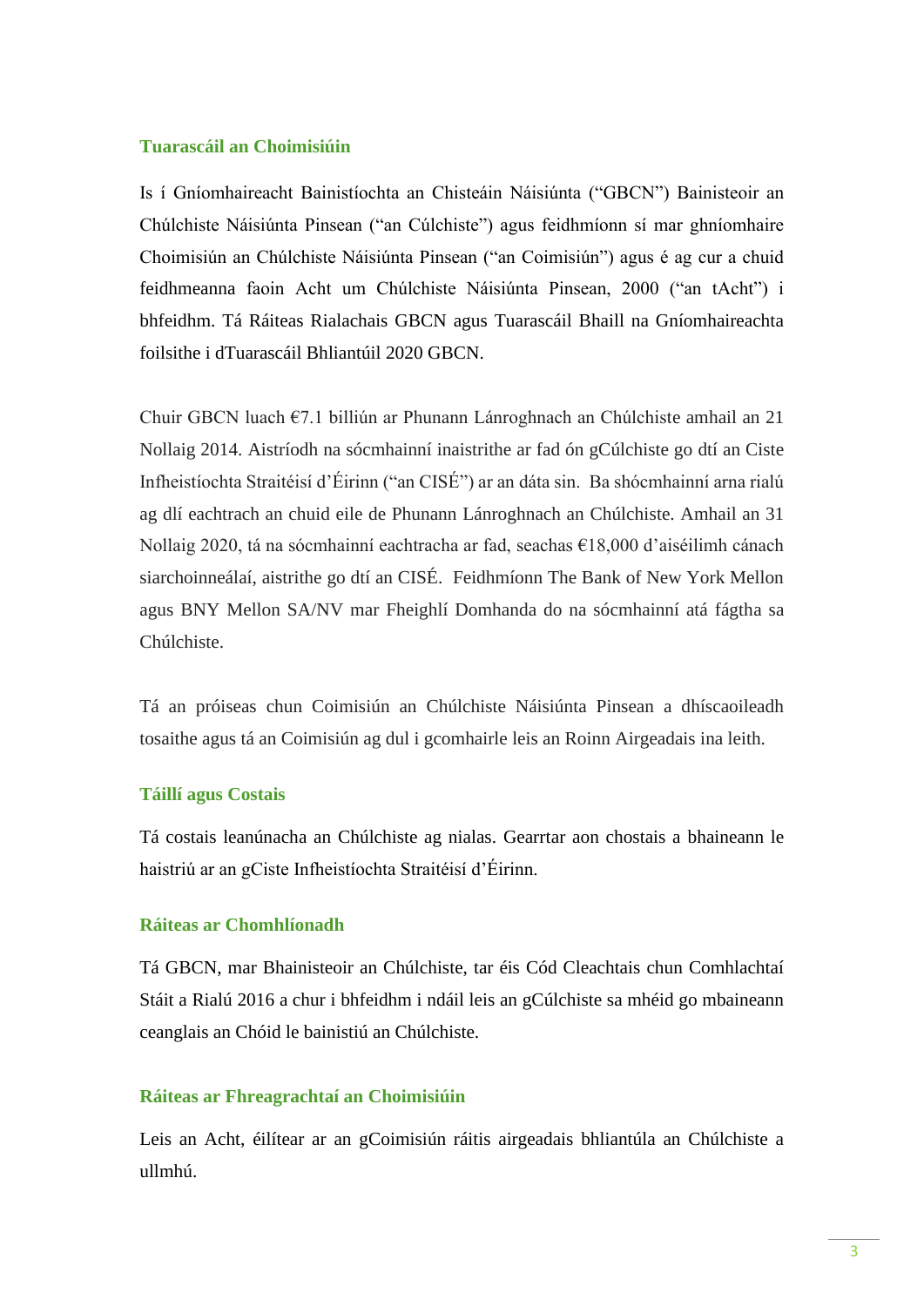## Tuarascáil an Choimisiúin

Is í Gníomhaireacht Bainistíochta an Chisteáin Náisiúnta ("GBCN") Bainisteoir an Chúlchiste Náisiúnta Pinsean ("an Cúlchiste") agus feidhmíonn sí mar ghníomhaire Choimisiún an Chúlchiste Náisiúnta Pinsean ("an Coimisiún") agus é ag cur a chuid feidhmeanna faoin Acht um Chúlchiste Náisiúnta Pinsean, 2000 ("an tAcht") i bhfeidhm. Tá Ráiteas Rialachais GBCN agus Tuarascáil Bhaill na Gníomhaireachta foilsithe i dTuarascáil Bhliantúil 2020 GBCN.

Chuir GBCN luach €7.1 billiún ar Phunann Lánroghnach an Chúlchiste amhail an 21 Nollaig 2014. Aistríodh na sócmhainní inaistrithe ar fad ón gCúlchiste go dtí an Ciste Infheistíochta Straitéisí d'Éirinn ("an CISÉ") ar an dáta sin. Ba shócmhainní arna rialú ag dlí eachtrach an chuid eile de Phunann Lánroghnach an Chúlchiste. Amhail an 31 Nollaig 2020, tá na sócmhainní eachtracha ar fad, seachas €18,000 d'aiséilimh cánach siarchoinneálaí, aistrithe go dtí an CISÉ. Feidhmíonn The Bank of New York Mellon agus BNY Mellon SA/NV mar Fheighlí Domhanda do na sócmhainní atá fágtha sa Chúlchiste.

Tá an próiseas chun Coimisiún an Chúlchiste Náisiúnta Pinsean a dhíscaoileadh tosaithe agus tá an Coimisiún ag dul i gcomhairle leis an Roinn Airgeadais ina leith.

## Táillí agus Costais

Tá costais leanúnacha an Chúlchiste ag nialas. Gearrtar aon chostais a bhaineann le haistriú ar an gCiste Infheistíochta Straitéisí d'Éirinn.

## Ráiteas ar Chomhlíonadh

Tá GBCN, mar Bhainisteoir an Chúlchiste, tar éis Cód Cleachtais chun Comhlachtaí Stáit a Rialú 2016 a chur i bhfeidhm i ndáil leis an gCúlchiste sa mhéid go mbaineann ceanglais an Chóid le bainistiú an Chúlchiste.

## Ráiteas ar Fhreagrachtaí an Choimisiúin

Leis an Acht, éilítear ar an gCoimisiún ráitis airgeadais bhliantúla an Chúlchiste a ullmhú.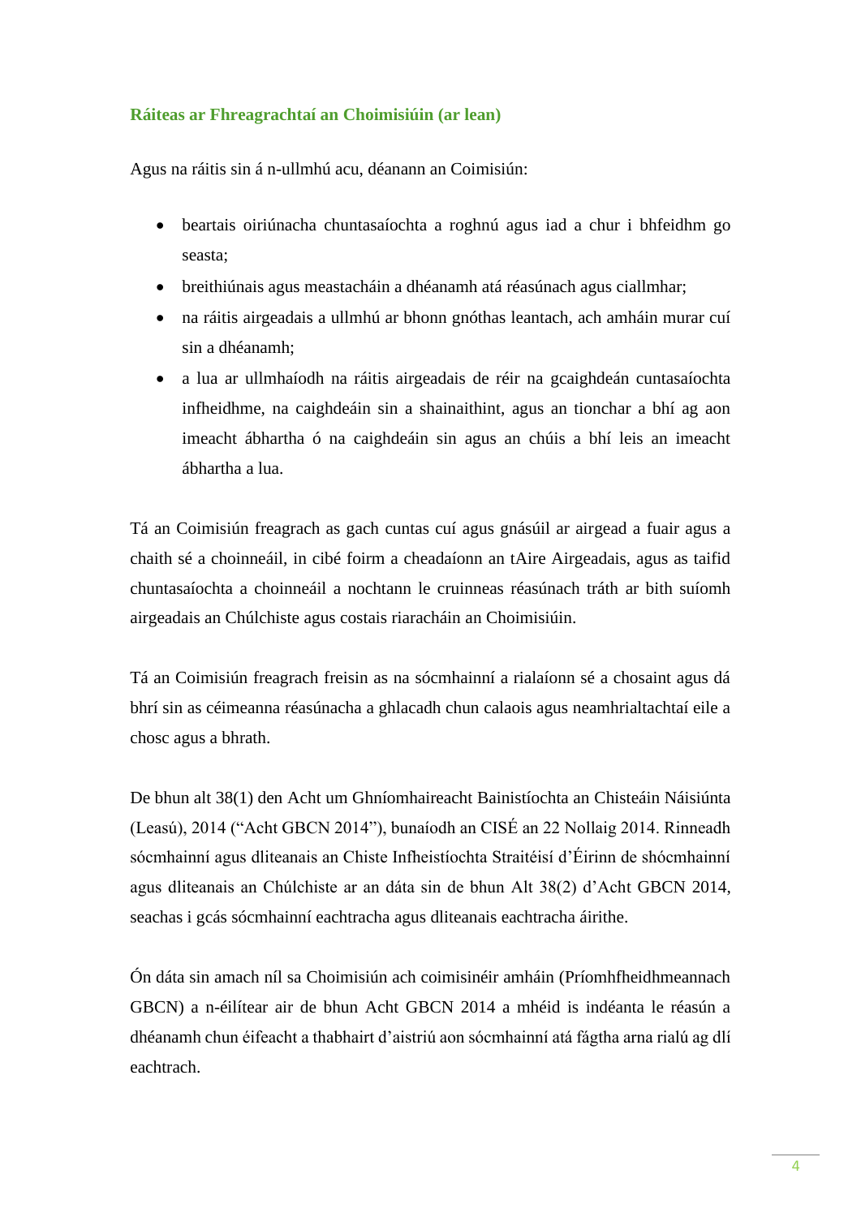## Ráiteas ar Fhreagrachtaí an Choimisiúin (ar lean)

Agus na ráitis sin á n-ullmhú acu, déanann an Coimisiún:

- beartais oiriúnacha chuntasaíochta a roghnú agus iad a chur i bhfeidhm go seasta;
- breithiúnais agus meastacháin a dhéanamh atá réasúnach agus ciallmhar;
- na ráitis airgeadais a ullmhú ar bhonn gnóthas leantach, ach amháin murar cuí sin a dhéanamh;
- a lua ar ullmhaíodh na ráitis airgeadais de réir na gcaighdeán cuntasaíochta infheidhme, na caighdeáin sin a shainaithint, agus an tionchar a bhí ag aon imeacht ábhartha ó na caighdeáin sin agus an chúis a bhí leis an imeacht ábhartha a lua.

Tá an Coimisiún freagrach as gach cuntas cuí agus gnásúil ar airgead a fuair agus a chaith sé a choinneáil, in cibé foirm a cheadaíonn an tAire Airgeadais, agus as taifid chuntasaíochta a choinneáil a nochtann le cruinneas réasúnach tráth ar bith suíomh airgeadais an Chúlchiste agus costais riaracháin an Choimisiúin.

Tá an Coimisiún freagrach freisin as na sócmhainní a rialaíonn sé a chosaint agus dá bhrí sin as céimeanna réasúnacha a ghlacadh chun calaois agus neamhrialtachtaí eile a chosc agus a bhrath.

De bhun alt 38(1) den Acht um Ghníomhaireacht Bainistíochta an Chisteáin Náisiúnta (Leasú), 2014 ("Acht GBCN 2014"), bunaíodh an CISÉ an 22 Nollaig 2014. Rinneadh sócmhainní agus dliteanais an Chiste Infheistíochta Straitéisí d'Éirinn de shócmhainní agus dliteanais an Chúlchiste ar an dáta sin de bhun Alt 38(2) d'Acht GBCN 2014, seachas i gcás sócmhainní eachtracha agus dliteanais eachtracha áirithe.

Ón dáta sin amach níl sa Choimisiún ach coimisinéir amháin (Príomhfheidhmeannach GBCN) a n-éilítear air de bhun Acht GBCN 2014 a mhéid is indéanta le réasún a dhéanamh chun éifeacht a thabhairt d'aistriú aon sócmhainní atá fágtha arna rialú ag dlí eachtrach.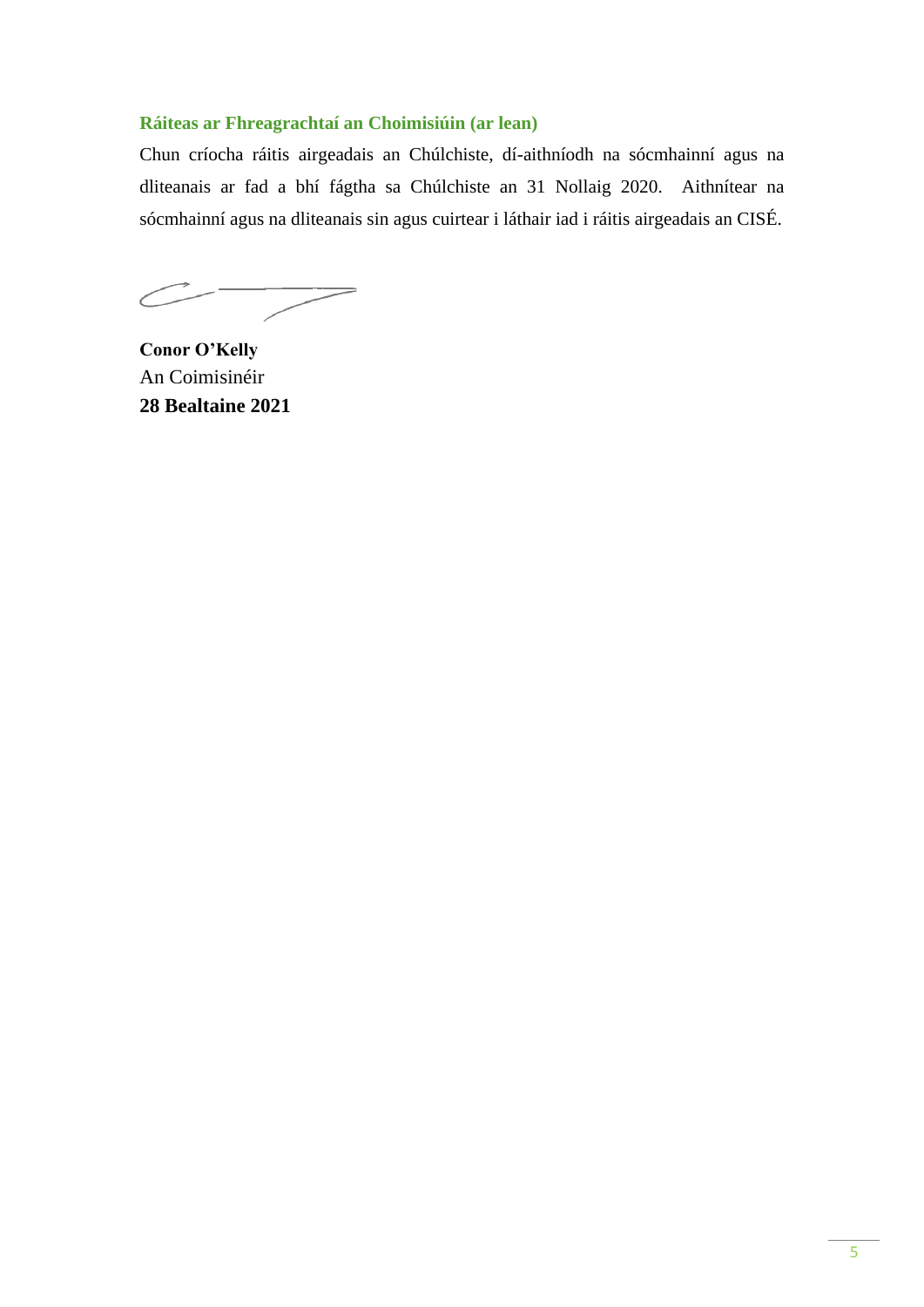### Ráiteas ar Fhreagrachtaí an Choimisiúin (ar lean)

Chun críocha ráitis airgeadais an Chúlchiste, dí-aithníodh na sócmhainní agus na dliteanais ar fad a bhí fágtha sa Chúlchiste an 31 Nollaig 2020. Aithnítear na sócmhainní agus na dliteanais sin agus cuirtear i láthair iad i ráitis airgeadais an CISÉ.

**Conor O'Kelly**
An Coimisinéir
**28 Bealtaine 2021**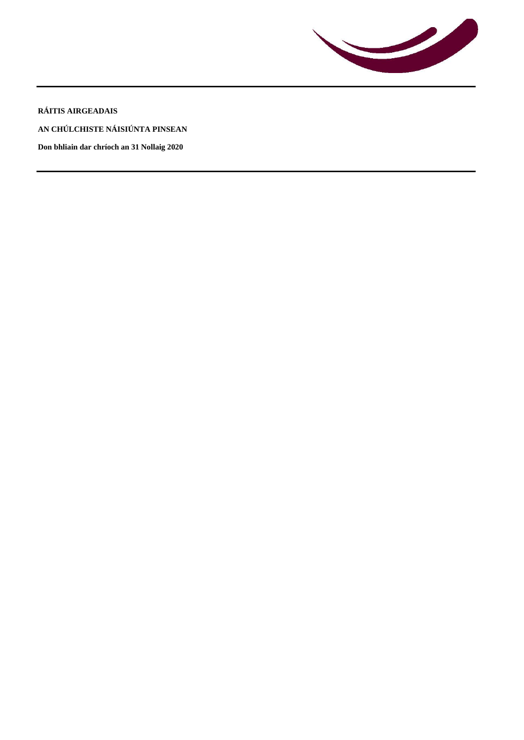**RÁITIS AIRGEADAIS**

**AN CHÚLCHISTE NÁISIÚNTA PINSEAN**

**Don bhliain dar chríoch an 31 Nollaig 2020**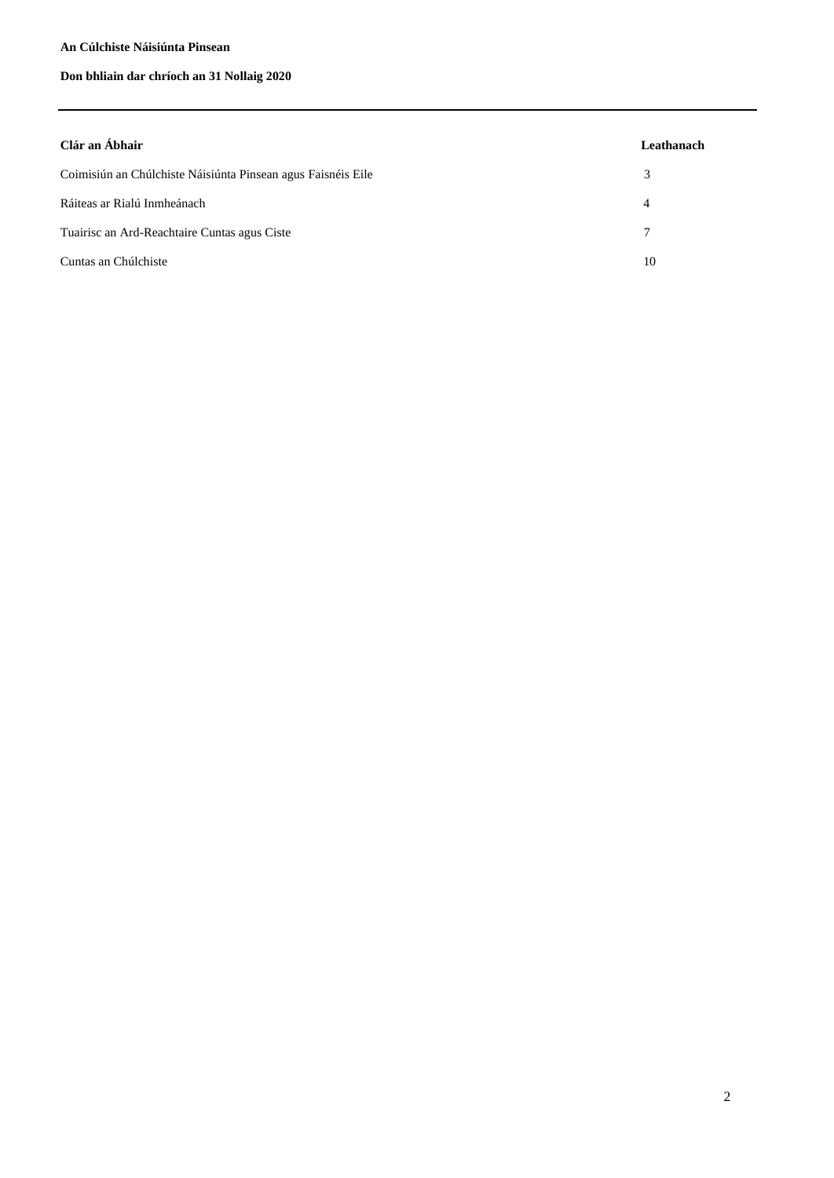**An Cúlchiste Náisiúnta Pinsean**

**Don bhliain dar chríoch an 31 Nollaig 2020**

| **Clár an Ábhair** | **Leathanach** |
|---|---|
| Coimisiún an Chúlchiste Náisiúnta Pinsean agus Faisnéis Eile | 3 |
| Ráiteas ar Rialú Inmheánach | 4 |
| Tuairisc an Ard-Reachtaire Cuntas agus Ciste | 7 |
| Cuntas an Chúlchiste | 10 |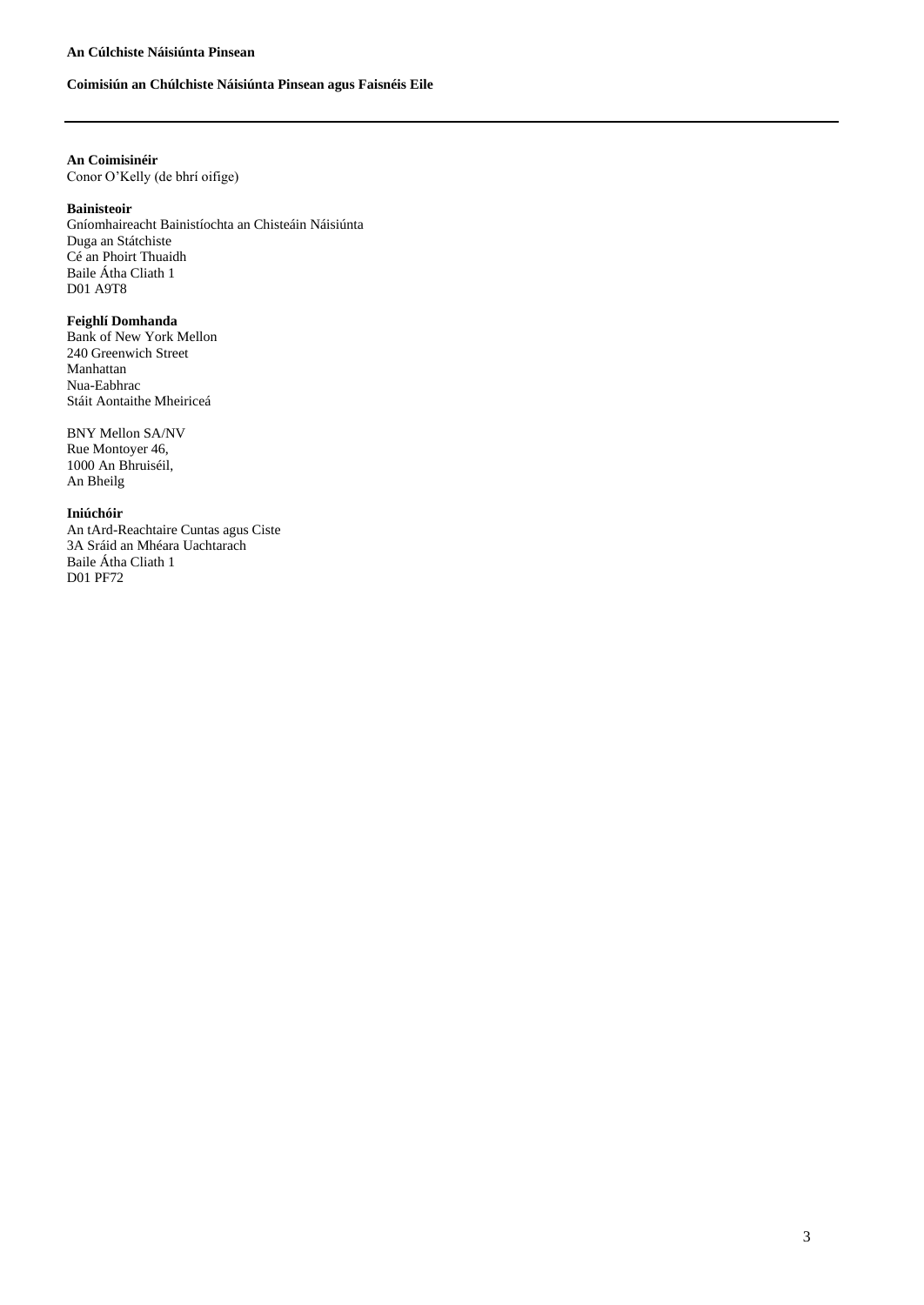**An Cúlchiste Náisiúnta Pinsean**

**Coimisiún an Chúlchiste Náisiúnta Pinsean agus Faisnéis Eile**

---

**An Coimisinéir**
Conor O'Kelly (de bhrí oifige)

**Bainisteoir**
Gníomhaireacht Bainistíochta an Chisteáin Náisiúnta
Duga an Státchiste
Cé an Phoirt Thuaidh
Baile Átha Cliath 1
D01 A9T8

**Feighlí Domhanda**
Bank of New York Mellon
240 Greenwich Street
Manhattan
Nua-Eabhrac
Stáit Aontaithe Mheiriceá

BNY Mellon SA/NV
Rue Montoyer 46,
1000 An Bhruiséil,
An Bheilg

**Iniúchóir**
An tArd-Reachtaire Cuntas agus Ciste
3A Sráid an Mhéara Uachtarach
Baile Átha Cliath 1
D01 PF72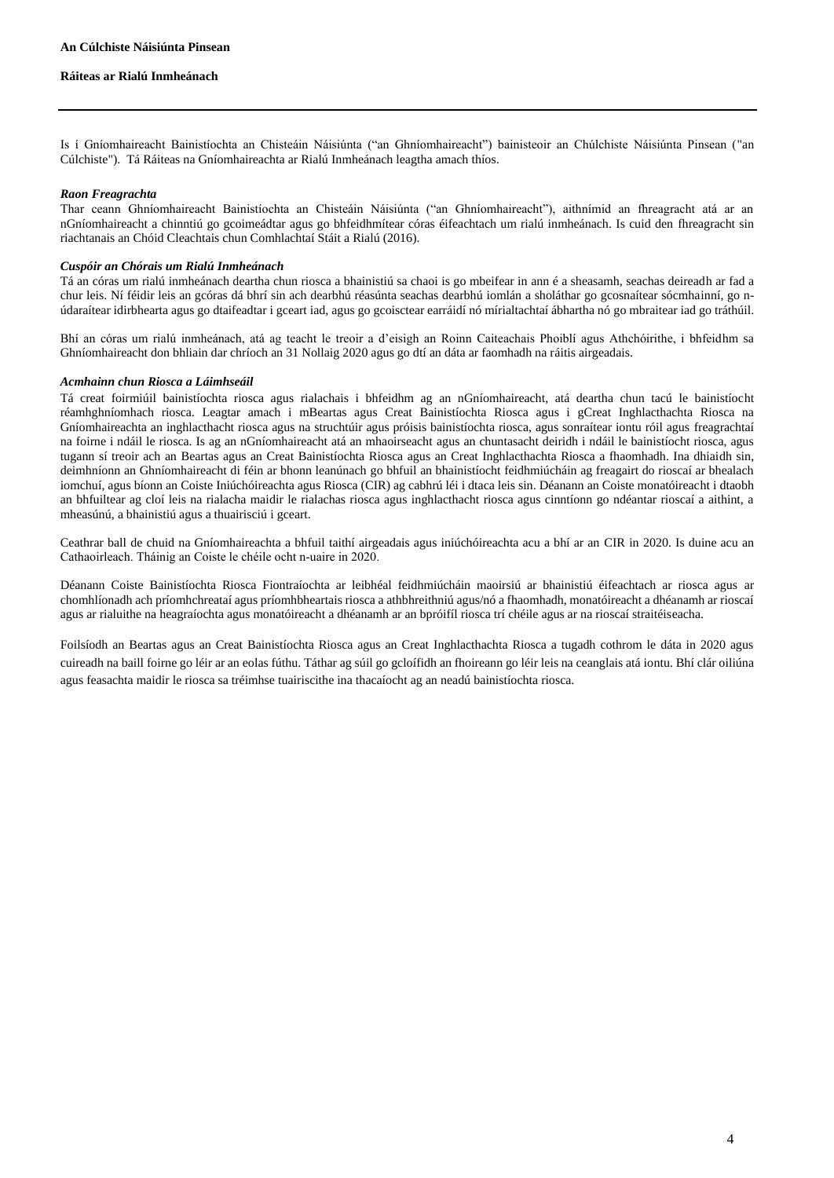**An Cúlchiste Náisiúnta Pinsean**

**Ráiteas ar Rialú Inmheánach**

Is í Gníomhaireacht Bainistíochta an Chisteáin Náisiúnta ("an Ghníomhaireacht") bainisteoir an Chúlchiste Náisiúnta Pinsean ("an Cúlchiste"). Tá Ráiteas na Gníomhaireachta ar Rialú Inmheánach leagtha amach thíos.

***Raon Freagrachta***

Thar ceann Ghníomhaireacht Bainistíochta an Chisteáin Náisiúnta ("an Ghníomhaireacht"), aithnímid an fhreagracht atá ar an nGníomhaireacht a chinntiú go gcoimeádtar agus go bhfeidhmítear córas éifeachtach um rialú inmheánach. Is cuid den fhreagracht sin riachtanais an Chóid Cleachtais chun Comhlachtaí Stáit a Rialú (2016).

***Cuspóir an Chórais um Rialú Inmheánach***

Tá an córas um rialú inmheánach deartha chun riosca a bhainistiú sa chaoi is go mbeifear in ann é a sheasamh, seachas deireadh ar fad a chur leis. Ní féidir leis an gcóras dá bhrí sin ach dearbhú réasúnta seachas dearbhú iomlán a sholáthar go gcosnaítear sócmhainní, go n-údaraítear idirbhearta agus go dtaifeadtar i gceart iad, agus go gcoisctear earráidí nó mírialtachtaí ábhartha nó go mbraitear iad go tráthúil.

Bhí an córas um rialú inmheánach, atá ag teacht le treoir a d'eisigh an Roinn Caiteachais Phoiblí agus Athchóirithe, i bhfeidhm sa Ghníomhaireacht don bhliain dar chríoch an 31 Nollaig 2020 agus go dtí an dáta ar faomhadh na ráitis airgeadais.

***Acmhainn chun Riosca a Láimhseáil***

Tá creat foirmiúil bainistíochta riosca agus rialachais i bhfeidhm ag an nGníomhaireacht, atá deartha chun tacú le bainistíocht réamhghníomhach riosca. Leagtar amach i mBeartas agus Creat Bainistíochta Riosca agus i gCreat Inghlacthachta Riosca na Gníomhaireachta an inghlacthacht riosca agus na struchtúir agus próisis bainistíochta riosca, agus sonraítear iontu róil agus freagrachtaí na foirne i ndáil le riosca. Is ag an nGníomhaireacht atá an mhaoirseacht agus an chuntasacht deiridh i ndáil le bainistíocht riosca, agus tugann sí treoir ach an Beartas agus an Creat Bainistíochta Riosca agus an Creat Inghlacthachta Riosca a fhaomhadh. Ina dhiaidh sin, deimhníonn an Ghníomhaireacht di féin ar bhonn leanúnach go bhfuil an bhainistíocht feidhmiúcháin ag freagairt do rioscaí ar bhealach iomchuí, agus bíonn an Coiste Iniúchóireachta agus Riosca (CIR) ag cabhrú léi i dtaca leis sin. Déanann an Coiste monatóireacht i dtaobh an bhfuiltear ag cloí leis na rialacha maidir le rialachas riosca agus inghlacthacht riosca agus cinntíonn go ndéantar rioscaí a aithint, a mheasúnú, a bhainistiú agus a thuairisciú i gceart.

Ceathrar ball de chuid na Gníomhaireachta a bhfuil taithí airgeadais agus iniúchóireachta acu a bhí ar an CIR in 2020. Is duine acu an Cathaoirleach. Tháinig an Coiste le chéile ocht n-uaire in 2020.

Déanann Coiste Bainistíochta Riosca Fiontraíochta ar leibhéal feidhmiúcháin maoirsiú ar bhainistiú éifeachtach ar riosca agus ar chomhlíonadh ach príomhchreataí agus príomhbheartais riosca a athbhreithniú agus/nó a fhaomhadh, monatóireacht a dhéanamh ar rioscaí agus ar rialuithe na heagraíochta agus monatóireacht a dhéanamh ar an bpróifíl riosca trí chéile agus ar na rioscaí straitéiseacha.

Foilsíodh an Beartas agus an Creat Bainistíochta Riosca agus an Creat Inghlacthachta Riosca a tugadh cothrom le dáta in 2020 agus cuireadh na baill foirne go léir ar an eolas fúthu. Táthar ag súil go gcloífidh an fhoireann go léir leis na ceanglais atá iontu. Bhí clár oiliúna agus feasachta maidir le riosca sa tréimhse tuairiscithe ina thacaíocht ag an neadú bainistíochta riosca.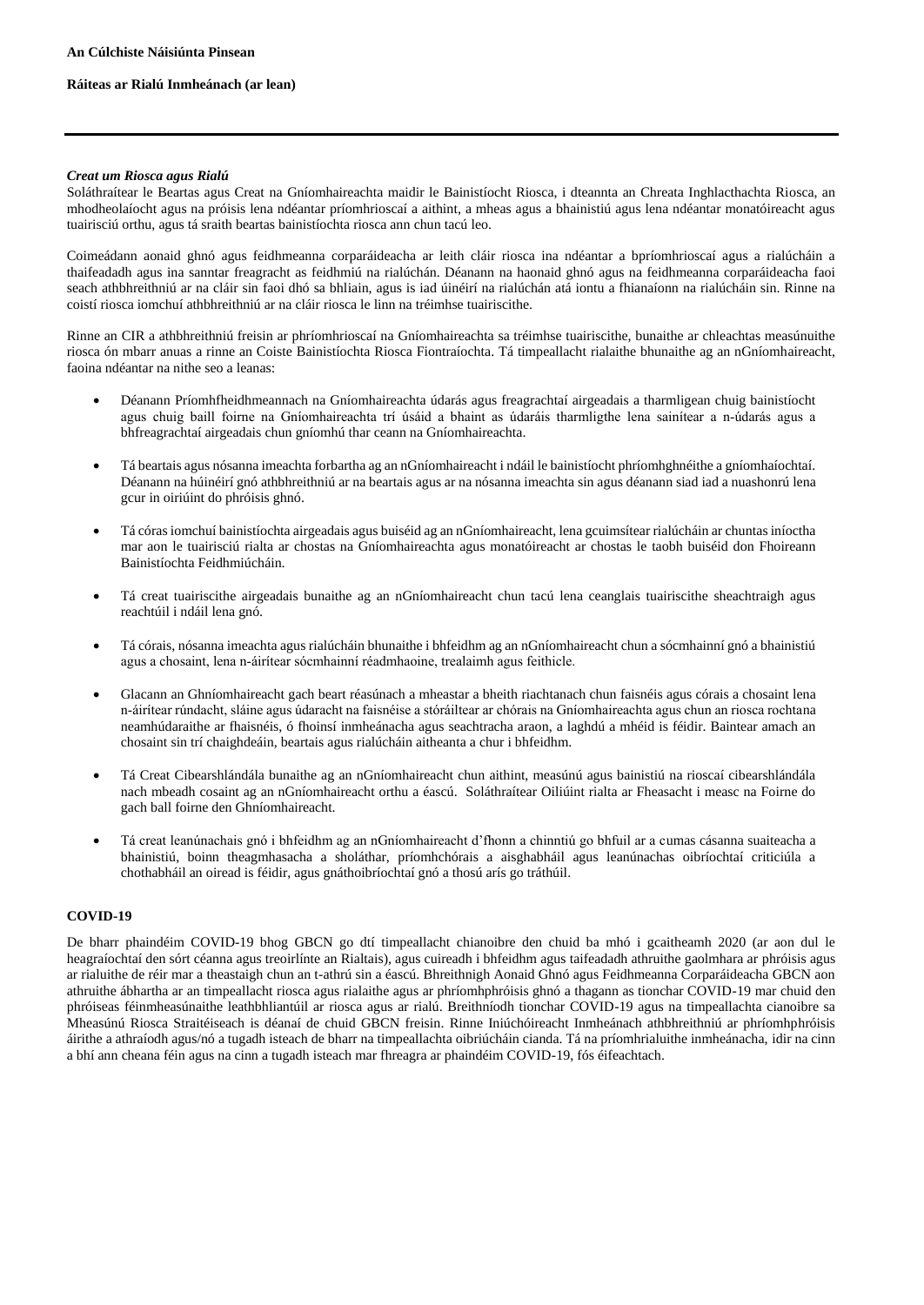### *Creat um Riosca agus Rialú*

Soláthraítear le Beartas agus Creat na Gníomhaireachta maidir le Bainistíocht Riosca, i dteannta an Chreata Inghlacthachta Riosca, an mhodheolaíocht agus na próisis lena ndéantar príomhrioscaí a aithint, a mheas agus a bhainistiú agus lena ndéantar monatóireacht agus tuairisciú orthu, agus tá sraith beartas bainistíochta riosca ann chun tacú leo.

Coimeádann aonaid ghnó agus feidhmeanna corparáideacha ar leith cláir riosca ina ndéantar a bpríomhrioscaí agus a rialúcháin a thaifeadadh agus ina sanntar freagracht as feidhmiú na rialúchán. Déanann na haonaid ghnó agus na feidhmeanna corparáideacha faoi seach athbhreithniú ar na cláir sin faoi dhó sa bhliain, agus is iad úinéirí na rialúchán atá iontu a fhianaíonn na rialúcháin sin. Rinne na coistí riosca iomchuí athbhreithniú ar na cláir riosca le linn na tréimhse tuairiscithe.

Rinne an CIR a athbhreithniú freisin ar phríomhrioscaí na Gníomhaireachta sa tréimhse tuairiscithe, bunaithe ar chleachtas measúnuithe riosca ón mbarr anuas a rinne an Coiste Bainistíochta Riosca Fiontraíochta. Tá timpeallacht rialaithe bhunaithe ag an nGníomhaireacht, faoina ndéantar na nithe seo a leanas:

- Déanann Príomhfheidhmeannach na Gníomhaireachta údarás agus freagrachtaí airgeadais a tharmligean chuig bainistíocht agus chuig baill foirne na Gníomhaireachta trí úsáid a bhaint as údaráis tharmligthe lena sainítear a n-údarás agus a bhfreagrachtaí airgeadais chun gníomhú thar ceann na Gníomhaireachta.

- Tá beartais agus nósanna imeachta forbartha ag an nGníomhaireacht i ndáil le bainistíocht phríomhghnéithe a gníomhaíochtaí. Déanann na húinéirí gnó athbhreithniú ar na beartais agus ar na nósanna imeachta sin agus déanann siad iad a nuashonrú lena gcur in oiriúint do phróisis ghnó.

- Tá córas iomchuí bainistíochta airgeadais agus buiséid ag an nGníomhaireacht, lena gcuimsítear rialúcháin ar chuntas iníoctha mar aon le tuairisciú rialta ar chostas na Gníomhaireachta agus monatóireacht ar chostas le taobh buiséid don Fhoireann Bainistíochta Feidhmiúcháin.

- Tá creat tuairiscithe airgeadais bunaithe ag an nGníomhaireacht chun tacú lena ceanglais tuairiscithe sheachtraigh agus reachtúil i ndáil lena gnó.

- Tá córais, nósanna imeachta agus rialúcháin bhunaithe i bhfeidhm ag an nGníomhaireacht chun a sócmhainní gnó a bhainistiú agus a chosaint, lena n-áirítear sócmhainní réadmhaoine, trealaimh agus feithicle.

- Glacann an Ghníomhaireacht gach beart réasúnach a mheastar a bheith riachtanach chun faisnéis agus córais a chosaint lena n-áirítear rúndacht, sláine agus údaracht na faisnéise a stóráiltear ar chórais na Gníomhaireachta agus chun an riosca rochtana neamhúdaraithe ar fhaisnéis, ó fhoinsí inmheánacha agus seachtracha araon, a laghdú a mhéid is féidir. Baintear amach an chosaint sin trí chaighdeáin, beartais agus rialúcháin aitheanta a chur i bhfeidhm.

- Tá Creat Cibearshlándála bunaithe ag an nGníomhaireacht chun aithint, measúnú agus bainistiú na rioscaí cibearshlándála nach mbeadh cosaint ag an nGníomhaireacht orthu a éascú. Soláthraítear Oiliúint rialta ar Fheasacht i measc na Foirne do gach ball foirne den Ghníomhaireacht.

- Tá creat leanúnachais gnó i bhfeidhm ag an nGníomhaireacht d'fhonn a chinntiú go bhfuil ar a cumas cásanna suaiteacha a bhainistiú, boinn theagmhasacha a sholáthar, príomhchórais a aisghabháil agus leanúnachas oibríochtaí criticiúla a chothabháil an oiread is féidir, agus gnáthoibríochtaí gnó a thosú arís go tráthúil.

### COVID-19

De bharr phaindéim COVID-19 bhog GBCN go dtí timpeallacht chianoibre den chuid ba mhó i gcaitheamh 2020 (ar aon dul le heagraíochtaí den sórt céanna agus treoirlínte an Rialtais), agus cuireadh i bhfeidhm agus taifeadadh athruithe gaolmhara ar phróisis agus ar rialuithe de réir mar a theastaigh chun an t-athrú sin a éascú. Bhreithnigh Aonaid Ghnó agus Feidhmeanna Corparáideacha GBCN aon athruithe ábhartha ar an timpeallacht riosca agus rialaithe agus ar phríomhphróisis ghnó a thagann as tionchar COVID-19 mar chuid den phróiseas féinmheasúnaithe leathbhliantúil ar riosca agus ar rialú. Breithníodh tionchar COVID-19 agus na timpeallachta cianoibre sa Mheasúnú Riosca Straitéiseach is déanaí de chuid GBCN freisin. Rinne Iniúchóireacht Inmheánach athbhreithniú ar phríomhphróisis áirithe a athraíodh agus/nó a tugadh isteach de bharr na timpeallachta oibriúcháin cianda. Tá na príomhrialuithe inmheánacha, idir na cinn a bhí ann cheana féin agus na cinn a tugadh isteach mar fhreagra ar phaindéim COVID-19, fós éifeachtach.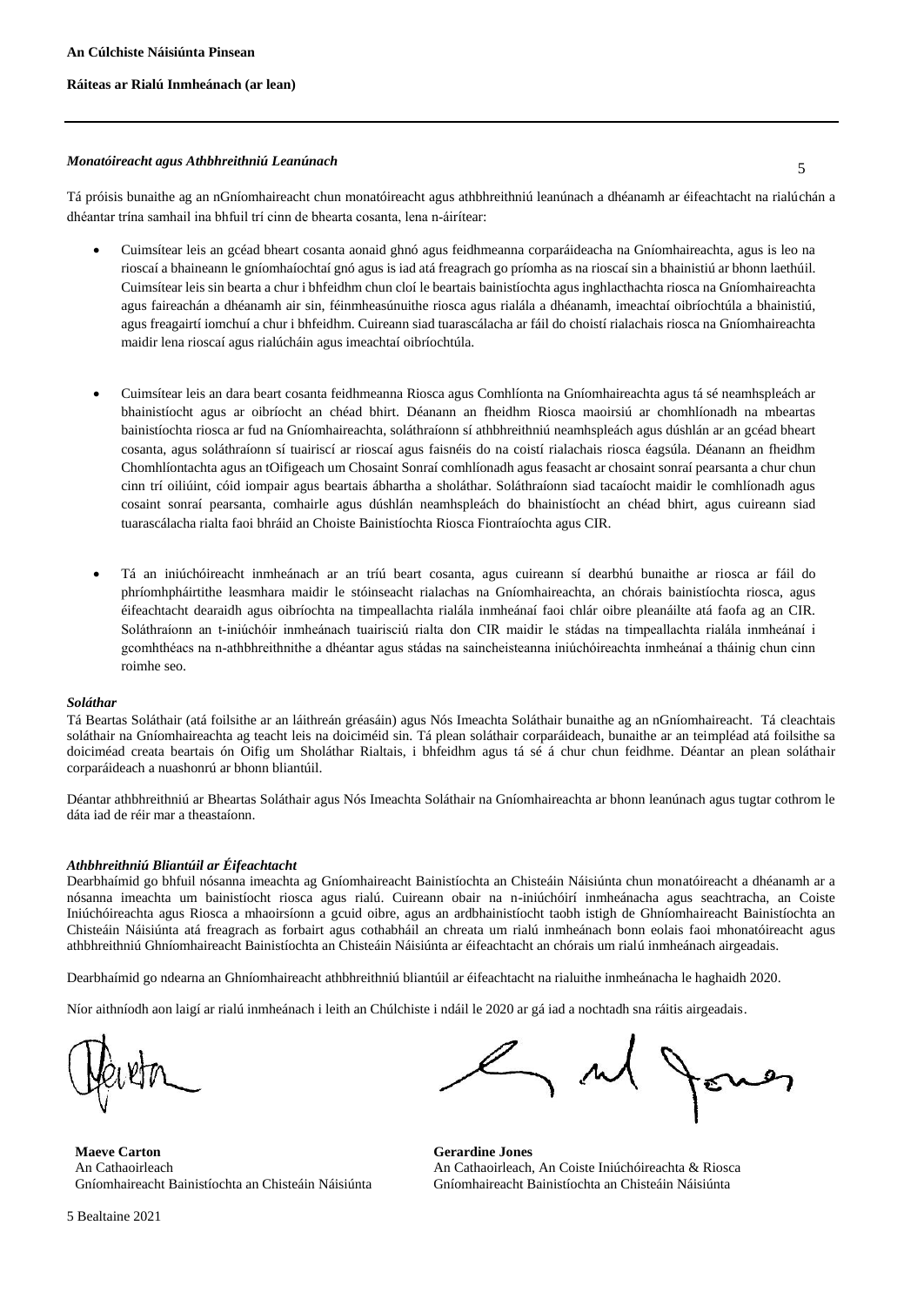### *Monatóireacht agus Athbhreithniú Leanúnach*

Tá próisis bunaithe ag an nGníomhaireacht chun monatóireacht agus athbhreithniú leanúnach a dhéanamh ar éifeachtacht na rialúchán a dhéantar trína samhail ina bhfuil trí cinn de bhearta cosanta, lena n-áirítear:

- Cuimsítear leis an gcéad bheart cosanta aonaid ghnó agus feidhmeanna corparáideacha na Gníomhaireachta, agus is leo na rioscaí a bhaineann le gníomhaíochtaí gnó agus is iad atá freagrach go príomha as na rioscaí sin a bhainistiú ar bhonn laethúil. Cuimsítear leis sin bearta a chur i bhfeidhm chun cloí le beartais bainistíochta agus inghlacthachta riosca na Gníomhaireachta agus faireachán a dhéanamh air sin, féinmheasúnuithe riosca agus rialála a dhéanamh, imeachtaí oibríochtúla a bhainistiú, agus freagairtí iomchuí a chur i bhfeidhm. Cuireann siad tuarascálacha ar fáil do choistí rialachais riosca na Gníomhaireachta maidir lena rioscaí agus rialúcháin agus imeachtaí oibríochtúla.

- Cuimsítear leis an dara beart cosanta feidhmeanna Riosca agus Comhlíonta na Gníomhaireachta agus tá sé neamhspleách ar bhainistíocht agus ar oibríocht an chéad bhirt. Déanann an fheidhm Riosca maoirsiú ar chomhlíonadh na mbeartas bainistíochta riosca ar fud na Gníomhaireachta, soláthraíonn sí athbhreithniú neamhspleách agus dúshlán ar an gcéad bheart cosanta, agus soláthraíonn sí tuairiscí ar rioscaí agus faisnéis do na coistí rialachais riosca éagsúla. Déanann an fheidhm Chomhlíontachta agus an tOifigeach um Chosaint Sonraí comhlíonadh agus feasacht ar chosaint sonraí pearsanta a chur chun cinn trí oiliúint, cóid iompair agus beartais ábhartha a sholáthar. Soláthraíonn siad tacaíocht maidir le comhlíonadh agus cosaint sonraí pearsanta, comhairle agus dúshlán neamhspleách do bhainistíocht an chéad bhirt, agus cuireann siad tuarascálacha rialta faoi bhráid an Choiste Bainistíochta Riosca Fiontraíochta agus CIR.

- Tá an iniúchóireacht inmheánach ar an tríú beart cosanta, agus cuireann sí dearbhú bunaithe ar riosca ar fáil do phríomhpháirtithe leasmhara maidir le stóinseacht rialachas na Gníomhaireachta, an chórais bainistíochta riosca, agus éifeachtacht dearaidh agus oibríochta na timpeallachta rialála inmheánaí faoi chlár oibre pleanáilte atá faofa ag an CIR. Soláthraíonn an t-iniúchóir inmheánach tuairisciú rialta don CIR maidir le stádas na timpeallachta rialála inmheánaí i gcomhthéacs na n-athbhreithnithe a dhéantar agus stádas na saincheisteanna iniúchóireachta inmheánaí a tháinig chun cinn roimhe seo.

### *Soláthar*

Tá Beartas Soláthair (atá foilsithe ar an láithreán gréasáin) agus Nós Imeachta Soláthair bunaithe ag an nGníomhaireacht. Tá cleachtais soláthair na Gníomhaireachta ag teacht leis na doiciméid sin. Tá plean soláthair corparáideach, bunaithe ar an teimpléad atá foilsithe sa doiciméad creata beartais ón Oifig um Sholáthar Rialtais, i bhfeidhm agus tá sé á chur chun feidhme. Déantar an plean soláthair corparáideach a nuashonrú ar bhonn bliantúil.

Déantar athbhreithniú ar Bheartas Soláthair agus Nós Imeachta Soláthair na Gníomhaireachta ar bhonn leanúnach agus tugtar cothrom le dáta iad de réir mar a theastaíonn.

### *Athbhreithniú Bliantúil ar Éifeachtacht*

Dearbhaímid go bhfuil nósanna imeachta ag Gníomhaireacht Bainistíochta an Chisteáin Náisiúnta chun monatóireacht a dhéanamh ar a nósanna imeachta um bainistíocht riosca agus rialú. Cuireann obair na n-iniúchóirí inmheánacha agus seachtracha, an Coiste Iniúchóireachta agus Riosca a mhaoirsíonn a gcuid oibre, agus an ardbhainistíocht taobh istigh de Ghníomhaireacht Bainistíochta an Chisteáin Náisiúnta atá freagrach as forbairt agus cothabháil an chreata um rialú inmheánach bonn eolais faoi mhonatóireacht agus athbhreithniú Ghníomhaireacht Bainistíochta an Chisteáin Náisiúnta ar éifeachtacht an chórais um rialú inmheánach airgeadais.

Dearbhaímid go ndearna an Ghníomhaireacht athbhreithniú bliantúil ar éifeachtacht na rialuithe inmheánacha le haghaidh 2020.

Níor aithníodh aon laigí ar rialú inmheánach i leith an Chúlchiste i ndáil le 2020 ar gá iad a nochtadh sna ráitis airgeadais.

**Maeve Carton**
An Cathaoirleach
Gníomhaireacht Bainistíochta an Chisteáin Náisiúnta

**Gerardine Jones**
An Cathaoirleach, An Coiste Iniúchóireachta & Riosca
Gníomhaireacht Bainistíochta an Chisteáin Náisiúnta

5 Bealtaine 2021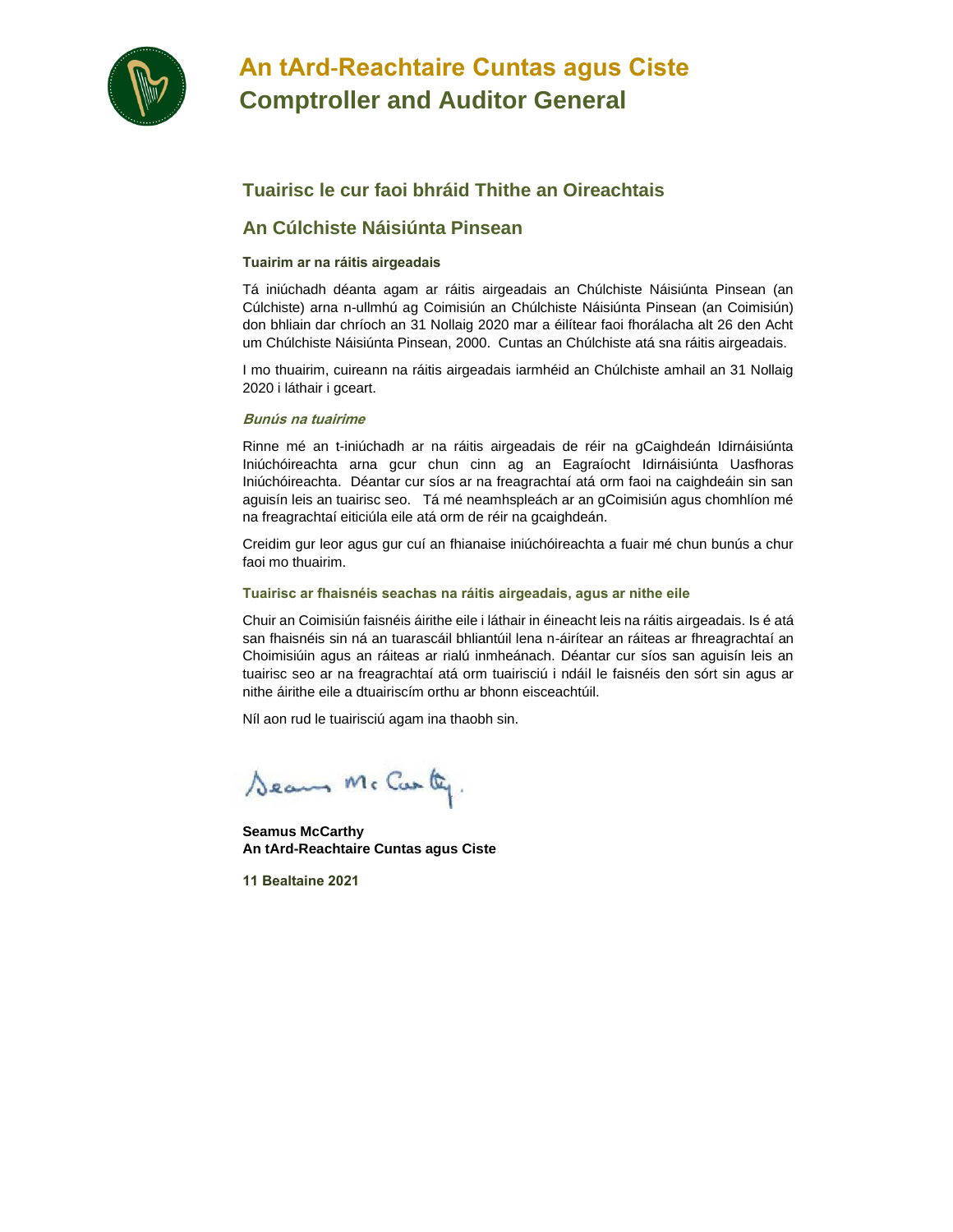# An tArd-Reachtaire Cuntas agus Ciste
# Comptroller and Auditor General

## Tuairisc le cur faoi bhráid Thithe an Oireachtais

## An Cúlchiste Náisiúnta Pinsean

**Tuairim ar na ráitis airgeadais**

Tá iniúchadh déanta agam ar ráitis airgeadais an Chúlchiste Náisiúnta Pinsean (an Cúlchiste) arna n-ullmhú ag Coimisiún an Chúlchiste Náisiúnta Pinsean (an Coimisiún) don bhliain dar críoch an 31 Nollaig 2020 mar a éilítear faoi fhorálacha alt 26 den Acht um Chúlchiste Náisiúnta Pinsean, 2000. Cuntas an Chúlchiste atá sna ráitis airgeadais.

I mo thuairim, cuireann na ráitis airgeadais iarmhéid an Chúlchiste amhail an 31 Nollaig 2020 i láthair i gceart.

***Bunús na tuairime***

Rinne mé an t-iniúchadh ar na ráitis airgeadais de réir na gCaighdeán Idirnáisiúnta Iniúchóireachta arna gcur chun cinn ag an Eagraíocht Idirnáisiúnta Uasfhoras Iniúchóireachta. Déantar cur síos ar na freagrachtaí atá orm faoi na caighdeáin sin san aguisín leis an tuairisc seo. Tá mé neamhspleách ar an gCoimisiún agus chomhlíon mé na freagrachtaí eiticiúla eile atá orm de réir na gcaighdeán.

Creidim gur leor agus gur cuí an fhianaise iniúchóireachta a fuair mé chun bunús a chur faoi mo thuairim.

**Tuairisc ar fhaisnéis seachas na ráitis airgeadais, agus ar nithe eile**

Chuir an Coimisiún faisnéis áirithe eile i láthair in éineacht leis na ráitis airgeadais. Is é atá san fhaisnéis sin ná an tuarascáil bhliantúil lena n-áirítear an ráiteas ar fhreagrachtaí an Choimisiúin agus an ráiteas ar rialú inmheánach. Déantar cur síos san aguisín leis an tuairisc seo ar na freagrachtaí atá orm tuairisciú i ndáil le faisnéis den sórt sin agus ar nithe áirithe eile a dtuairiscím orthu ar bhonn eisceachtúil.

Níl aon rud le tuairisciú agam ina thaobh sin.

Seamus McCarthy

**Seamus McCarthy**
**An tArd-Reachtaire Cuntas agus Ciste**

**11 Bealtaine 2021**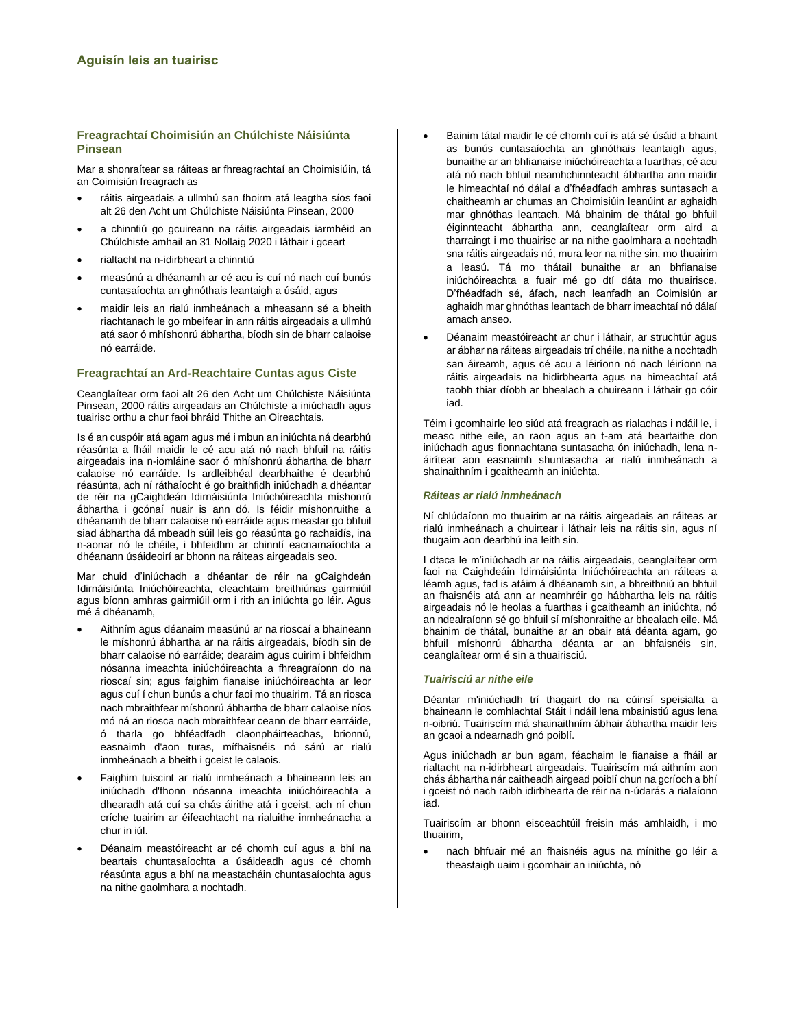## Aguisín leis an tuairisc

### Freagrachtaí Choimisiún an Chúlchiste Náisiúnta Pinsean

Mar a shonraítear sa ráiteas ar fhreagrachtaí an Choimisiúin, tá an Coimisiún freagrach as

- ráitis airgeadais a ullmhú san fhoirm atá leagtha síos faoi alt 26 den Acht um Chúlchiste Náisiúnta Pinsean, 2000
- a chinntiú go gcuireann na ráitis airgeadais iarmhéid an Chúlchiste amhail an 31 Nollaig 2020 i láthair i gceart
- rialtacht na n-idirbheart a chinntiú
- measúnú a dhéanamh ar cé acu is cuí nó nach cuí bunús cuntasaíochta an ghnóthais leantaigh a úsáid, agus
- maidir leis an rialú inmheánach a mheasann sé a bheith riachtanach le go mbeifear in ann ráitis airgeadais a ullmhú atá saor ó mhíshonrú ábhartha, bíodh sin de bharr calaoise nó earráide.

### Freagrachtaí an Ard-Reachtaire Cuntas agus Ciste

Ceanglaítear orm faoi alt 26 den Acht um Chúlchiste Náisiúnta Pinsean, 2000 ráitis airgeadais an Chúlchiste a iniúchadh agus tuairisc orthu a chur faoi bhráid Thithe an Oireachtais.

Is é an cuspóir atá agam agus mé i mbun an iniúchta ná dearbhú réasúnta a fháil maidir le cé acu atá nó nach bhfuil na ráitis airgeadais ina n-iomláine saor ó mhíshonrú ábhartha de bharr calaoise nó earráide. Is ardleibhéal dearbhaithe é dearbhú réasúnta, ach ní ráthaíocht é go braithfidh iniúchadh a dhéantar de réir na gCaighdeán Idirnáisiúnta Iniúchóireachta míshonrú ábhartha i gcónaí nuair is ann dó. Is féidir míshonruithe a dhéanamh de bharr calaoise nó earráide agus meastar go bhfuil siad ábhartha dá mbeadh súil leis go réasúnta go rachaidís, ina n-aonar nó le chéile, i bhfeidhm ar chinntí eacnamaíochta a dhéanann úsáideoirí ar bhonn na ráiteas airgeadais seo.

Mar chuid d'iniúchadh a dhéantar de réir na gCaighdeán Idirnáisiúnta Iniúchóireachta, cleachtaim breithiúnas gairmiúil agus bíonn amhras gairmiúil orm i rith an iniúchta go léir. Agus mé á dhéanamh,

- Aithním agus déanaim measúnú ar na rioscaí a bhaineann le míshonrú ábhartha ar na ráitis airgeadais, bíodh sin de bharr calaoise nó earráide; dearaim agus cuirim i bhfeidhm nósanna imeachta iniúchóireachta a fhreagraíonn do na rioscaí sin; agus faighim fianaise iniúchóireachta ar leor agus cuí í chun bunús a chur faoi mo thuairim. Tá an riosca nach mbraithfear míshonrú ábhartha de bharr calaoise níos mó ná an riosca nach mbraithfear ceann de bharr earráide, ó tharla go bhféadfadh claonpháirteachas, brionnú, easnaimh d'aon turas, mífhaisnéis nó sárú ar rialú inmheánach a bheith i gceist le calaois.
- Faighim tuiscint ar rialú inmheánach a bhaineann leis an iniúchadh d'fhonn nósanna imeachta iniúchóireachta a dhearadh atá cuí sa chás áirithe atá i gceist, ach ní chun críche tuairim ar éifeachtacht na rialuithe inmheánacha a chur in iúl.
- Déanaim meastóireacht ar cé chomh cuí agus a bhí na beartais chuntasaíochta a úsáideadh agus cé chomh réasúnta agus a bhí na meastacháin chuntasaíochta agus na nithe gaolmhara a nochtadh.
- Bainim tátal maidir le cé chomh cuí is atá sé úsáid a bhaint as bunús cuntasaíochta an ghnóthais leantaigh agus, bunaithe ar an bhfianaise iniúchóireachta a fuarthas, cé acu atá nó nach bhfuil neamhchinnteacht ábhartha ann maidir le himeachtaí nó dálaí a d'fhéadfadh amhras suntasach a chaitheamh ar chumas an Choimisiúin leanúint ar aghaidh mar ghnóthas leantach. Má bhainim de thátal go bhfuil éiginnteacht ábhartha ann, ceanglaítear orm aird a tharraingt i mo thuairisc ar na nithe gaolmhara a nochtadh sna ráitis airgeadais nó, mura leor na nithe sin, mo thuairim a leasú. Tá mo thátail bunaithe ar an bhfianaise iniúchóireachta a fuair mé go dtí dáta mo thuairisce. D'fhéadfadh sé, áfach, nach leanfadh an Coimisiún ar aghaidh mar ghnóthas leantach de bharr imeachtaí nó dálaí amach anseo.
- Déanaim meastóireacht ar chur i láthair, ar struchtúr agus ar ábhar na ráiteas airgeadais trí chéile, na nithe a nochtadh san áireamh, agus cé acu a léiríonn nó nach léiríonn na ráitis airgeadais na hidirbhearta agus na himeachtaí atá taobh thiar díobh ar bhealach a chuireann i láthair go cóir iad.

Téim i gcomhairle leo siúd atá freagrach as rialachas i ndáil le, i measc nithe eile, an raon agus an t-am atá beartaithe don iniúchadh agus fionnachtana suntasacha ón iniúchadh, lena n-áirítear aon easnaimh shuntasacha ar rialú inmheánach a shainaithním i gcaitheamh an iniúchta.

#### *Ráiteas ar rialú inmheánach*

Ní chlúdaíonn mo thuairim ar na ráitis airgeadais an ráiteas ar rialú inmheánach a chuirtear i láthair leis na ráitis sin, agus ní thugaim aon dearbhú ina leith sin.

I dtaca le m'iniúchadh ar na ráitis airgeadais, ceanglaítear orm faoi na Caighdeáin Idirnáisiúnta Iniúchóireachta an ráiteas a léamh agus, fad is atáim á dhéanamh sin, a bhreithniú an bhfuil an fhaisnéis atá ann ar neamhréir go hábhartha leis na ráitis airgeadais nó le heolas a fuarthas i gcaitheamh an iniúchta, nó an ndealraíonn sé go bhfuil sí míshonraithe ar bhealach eile. Má bhainim de thátal, bunaithe ar an obair atá déanta agam, go bhfuil míshonrú ábhartha déanta ar an bhfaisnéis sin, ceanglaítear orm é sin a thuairisciú.

#### *Tuairisciú ar nithe eile*

Déantar m'iniúchadh trí thagairt do na cúinsí speisialta a bhaineann le comhlachtaí Stáit i ndáil lena mbainistiú agus lena n-oibriú. Tuairiscím má shainaithním ábhair ábhartha maidir leis an gcaoi a ndearnadh gnó poiblí.

Agus iniúchadh ar bun agam, féachaim le fianaise a fháil ar rialtacht na n-idirbheart airgeadais. Tuairiscím má aithním aon chás ábhartha nár caitheadh airgead poiblí chun na gcríoch a bhí i gceist nó nach raibh idirbhearta de réir na n-údarás a rialaíonn iad.

Tuairiscím ar bhonn eisceachtúil freisin más amhlaidh, i mo thuairim,

- nach bhfuair mé an fhaisnéis agus na mínithe go léir a theastaigh uaim i gcomhair an iniúchta, nó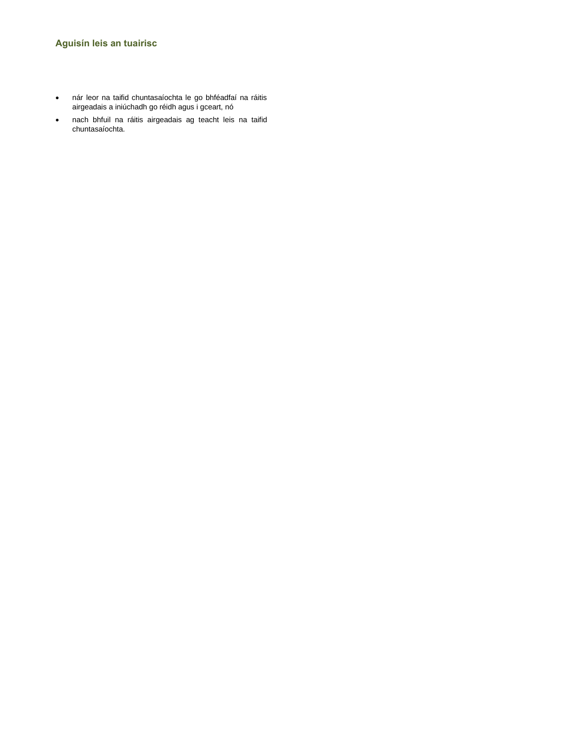- nár leor na taifid chuntasaíochta le go bhféadfaí na ráitis airgeadais a iniúchadh go réidh agus i gceart, nó
- nach bhfuil na ráitis airgeadais ag teacht leis na taifid chuntasaíochta.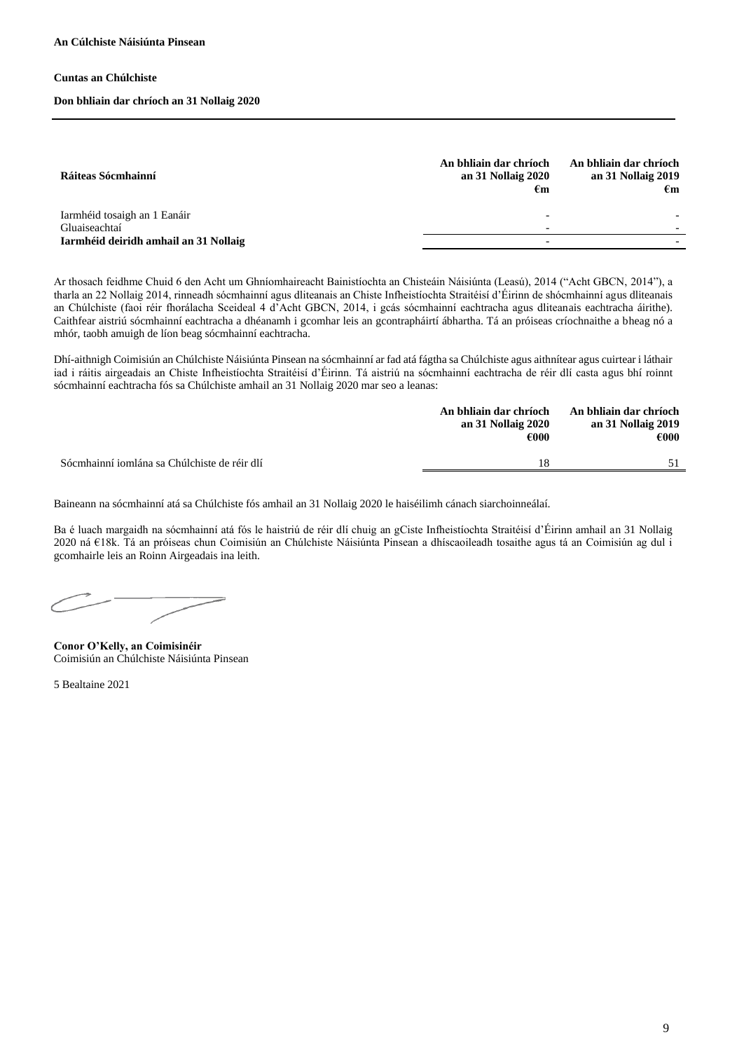**An Cúlchiste Náisiúnta Pinsean**

**Cuntas an Chúlchiste**

**Don bhliain dar chríoch an 31 Nollaig 2020**

| **Ráiteas Sócmhainní** | **An bhliain dar chríoch an 31 Nollaig 2020 €m** | **An bhliain dar chríoch an 31 Nollaig 2019 €m** |
|---|---|---|
| Iarmhéid tosaigh an 1 Eanáir | - | - |
| Gluaiseachtaí | - | - |
| **Iarmhéid deiridh amhail an 31 Nollaig** | - | - |

Ar thosach feidhme Chuid 6 den Acht um Ghníomhaireacht Bainistíochta an Chisteáin Náisiúnta (Leasú), 2014 ("Acht GBCN, 2014"), a tharla an 22 Nollaig 2014, rinneadh sócmhainní agus dliteanais an Chiste Infheistíochta Straitéisí d'Éirinn de shócmhainní agus dliteanais an Chúlchiste (faoi réir fhorálacha Sceideal 4 d'Acht GBCN, 2014, i gcás sócmhainní eachtracha agus dliteanais eachtracha áirithe). Caithfear aistriú sócmhainní eachtracha a dhéanamh i gcomhar leis an gcontrapháirtí ábhartha. Tá an próiseas críochnaithe a bheag nó a mhór, taobh amuigh de líon beag sócmhainní eachtracha.

Dhí-aithnigh Coimisiún an Chúlchiste Náisiúnta Pinsean na sócmhainní ar fad atá fágtha sa Chúlchiste agus aithnítear agus cuirtear i láthair iad i ráitis airgeadais an Chiste Infheistíochta Straitéisí d'Éirinn. Tá aistriú na sócmhainní eachtracha de réir dlí casta agus bhí roinnt sócmhainní eachtracha fós sa Chúlchiste amhail an 31 Nollaig 2020 mar seo a leanas:

| | **An bhliain dar chríoch an 31 Nollaig 2020 €000** | **An bhliain dar chríoch an 31 Nollaig 2019 €000** |
|---|---|---|
| Sócmhainní iomlána sa Chúlchiste de réir dlí | 18 | 51 |

Baineann na sócmhainní atá sa Chúlchiste fós amhail an 31 Nollaig 2020 le haiséilimh cánach siarchoinneálaí.

Ba é luach margaidh na sócmhainní atá fós le haistriú de réir dlí chuig an gCiste Infheistíochta Straitéisí d'Éirinn amhail an 31 Nollaig 2020 ná €18k. Tá an próiseas chun Coimisiún an Chúlchiste Náisiúnta Pinsean a dhíscaoileadh tosaithe agus tá an Coimisiún ag dul i gcomhairle leis an Roinn Airgeadais ina leith.

**Conor O'Kelly, an Coimisinéir**
Coimisiún an Chúlchiste Náisiúnta Pinsean

5 Bealtaine 2021